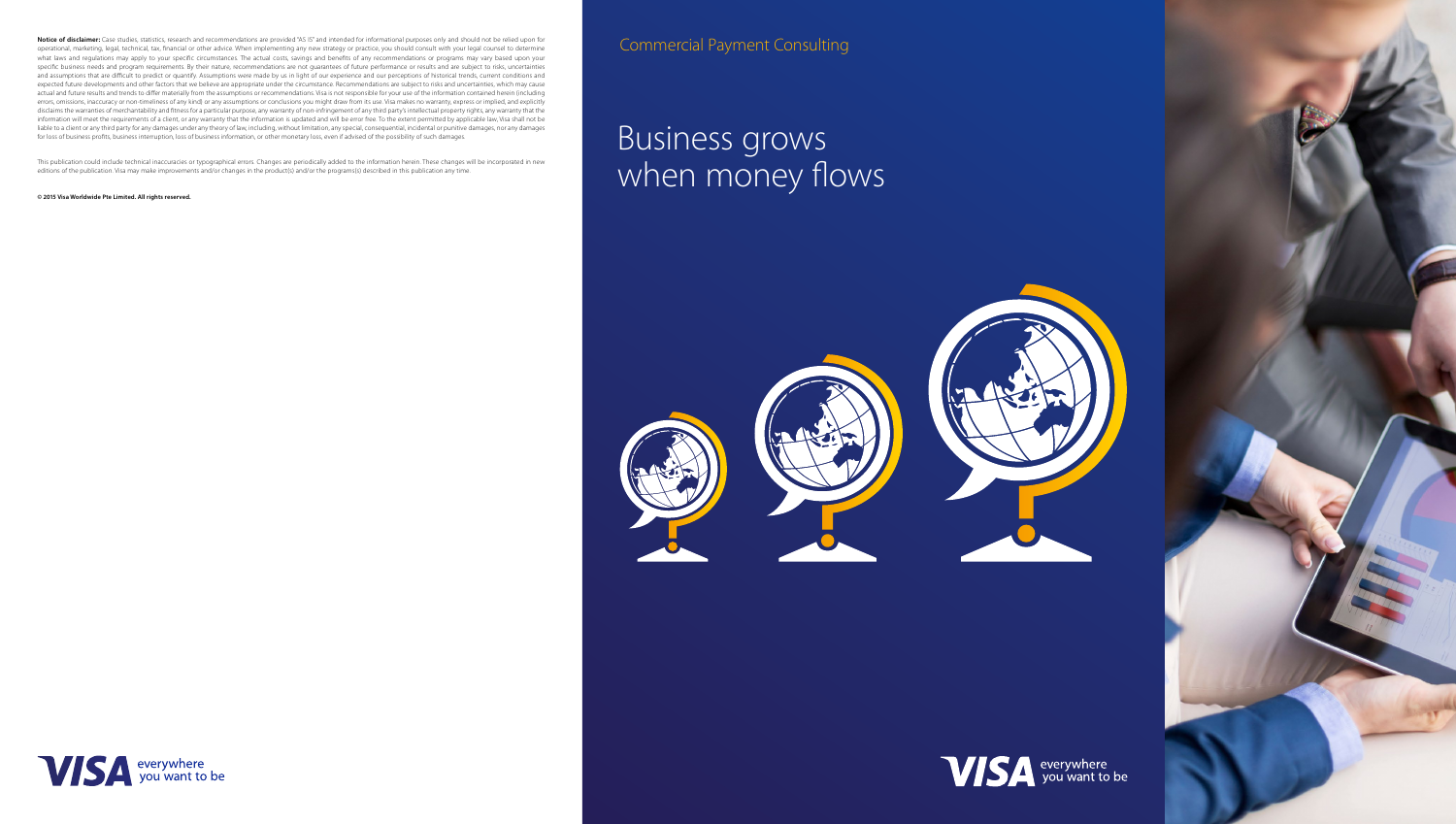**Notice of disclaimer:** Case studies, statistics, research and recommendations are provided "AS IS" and intended for informational purposes only and should not be relied upon for operational, marketing, legal, technical, tax, financial or other advice. When implementing any new strategy or practice, you should consult with your legal counsel to determine what laws and regulations may apply to your specific circumstances. The actual costs, savings and benefits of any recommendations or programs may vary based upon your specific business needs and program requirements. By their nature, recommendations are not guarantees of future performance or results and are subject to risks, uncertainties and assumptions that are difficult to predict or quantify. Assumptions were made by us in light of our experience and our perceptions of historical trends, current conditions and expected future developments and other factors that we believe are appropriate under the circumstance. Recommendations are subject to risks and uncertainties, which may cause actual and future results and trends to differ materially from the assumptions or recommendations. Visa is not responsible for your use of the information contained herein (including errors, omissions, inaccuracy or non-timeliness of any kind) or any assumptions or conclusions you might draw from its use. Visa makes no warranty, express or implied, and explicitly disclaims the warranties of merchantability and fitness for a particular purpose, any warranty of non-infringement of any third party's intellectual property rights, any warranty that the information will meet the requirements of a client, or any warranty that the information is updated and will be error free. To the extent permitted by applicable law, Visa shall not be liable to a client or any third party for any damages under any theory of law, including, without limitation, any special, consequential, incidental or punitive damages, nor any damages for loss of business profits, business interruption, loss of business information, or other monetary loss, even if advised of the possibility of such damages.

This publication could include technical inaccuracies or typographical errors. Changes are periodically added to the information herein. These changes will be incorporated in new editions of the publication. Visa may make improvements and/or changes in the product(s) and/or the programs(s) described in this publication any time.

**© 2015 Visa Worldwide Pte Limited. All rights reserved.**

VISA everywhere you want to be

Commercial Payment Consulting

# Business grows when money flows

VISA everywhere you want to be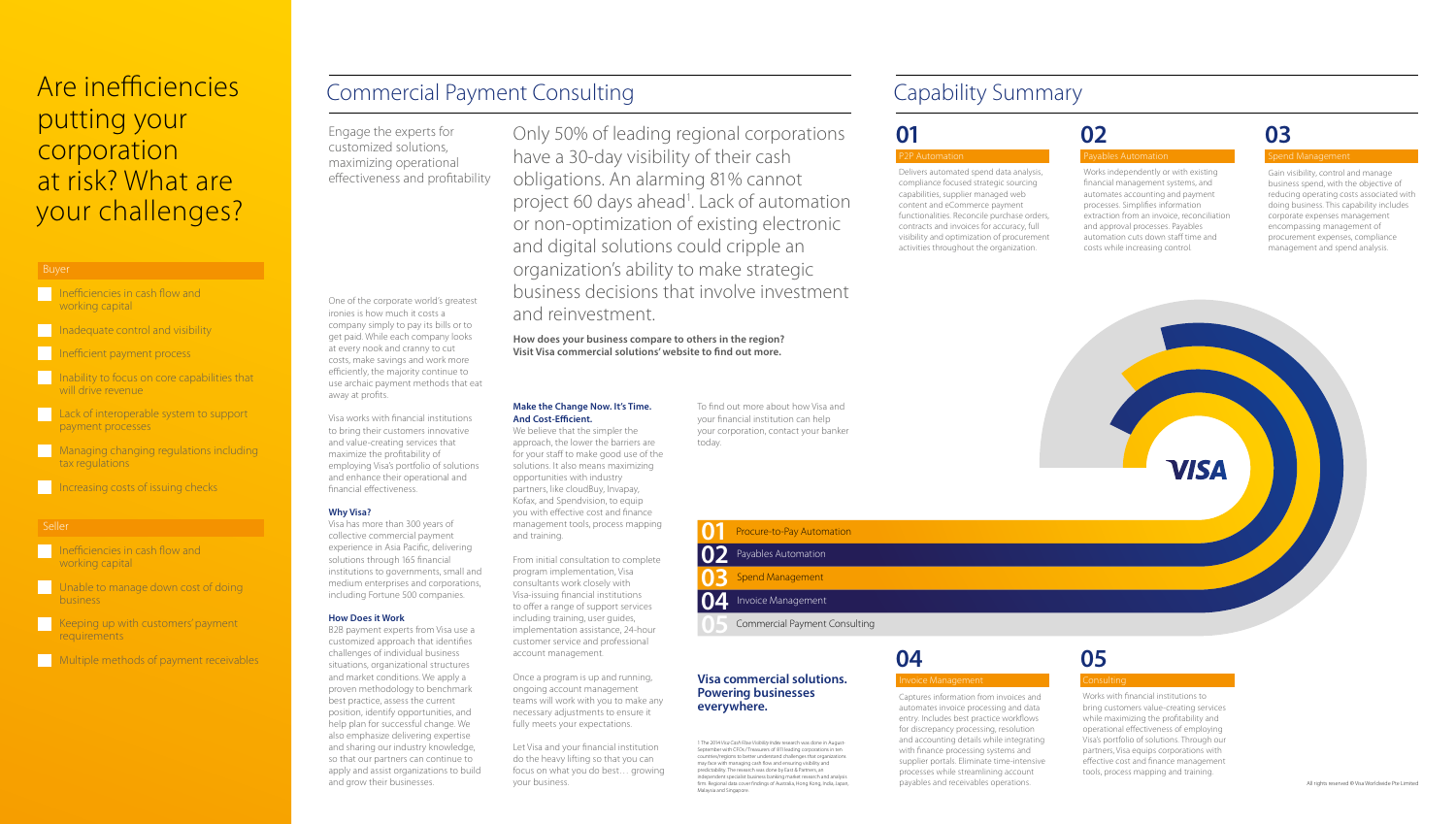# Are inefficiencies putting your corporation at risk? What are your challenges?

## Buyer

- Inefficiencies in cash flow and working capital
- Inadequate control and visibility
- Inefficient payment process
- Inability to focus on core capabilities that will drive revenue
- Lack of interoperable system to support payment processes
- Managing changing regulations including tax regulations
- Increasing costs of issuing checks

## Seller

- Inefficiencies in cash flow and working capital
- Unable to manage down cost of doing business
- Keeping up with customers' payment requirements
- Multiple methods of payment receivables

# Commercial Payment Consulting

Engage the experts for customized solutions, maximizing operational effectiveness and profitability

Only 50% of leading regional corporations have a 30-day visibility of their cash obligations. An alarming 81% cannot project 60 days ahead[1]. Lack of automation or non-optimization of existing electronic and digital solutions could cripple an organization's ability to make strategic business decisions that involve investment and reinvestment.

**How does your business compare to others in the region? Visit Visa commercial solutions' website to find out more.**

One of the corporate world's greatest ironies is how much it costs a company simply to pay its bills or to get paid. While each company looks at every nook and cranny to cut costs, make savings and work more efficiently, the majority continue to use archaic payment methods that eat away at profits.

Visa works with financial institutions to bring their customers innovative and value-creating services that maximize the profitability of employing Visa's portfolio of solutions and enhance their operational and financial effectiveness.

**Why Visa?**

Visa has more than 300 years of collective commercial payment experience in Asia Pacific, delivering solutions through 165 financial institutions to governments, small and medium enterprises and corporations, including Fortune 500 companies.

**How Does it Work**

B2B payment experts from Visa use a customized approach that identifies challenges of individual business situations, organizational structures and market conditions. We apply a proven methodology to benchmark best practice, assess the current position, identify opportunities, and help plan for successful change. We also emphasize delivering expertise and sharing our industry knowledge, so that our partners can continue to apply and assist organizations to build and grow their businesses.

**Make the Change Now. It's Time. And Cost-Efficient.**

We believe that the simpler the approach, the lower the barriers are for your staff to make good use of the solutions. It also means maximizing opportunities with industry partners, like cloudBuy, Invapay, Kofax, and Spendvision, to equip you with effective cost and finance management tools, process mapping and training.

From initial consultation to complete program implementation, Visa consultants work closely with Visa-issuing financial institutions to offer a range of support services including training, user guides, implementation assistance, 24-hour customer service and professional account management.

Once a program is up and running, ongoing account management teams will work with you to make any necessary adjustments to ensure it fully meets your expectations.

Let Visa and your financial institution do the heavy lifting so that you can focus on what you do best… growing your business.

To find out more about how Visa and your financial institution can help your corporation, contact your banker today.

01 Procure-to-Pay Automation
02 Payables Automation
03 Spend Management
04 Invoice Management
05 Commercial Payment Consulting

**Visa commercial solutions. Powering businesses everywhere.**

1 The 2014 *Visa Cash Flow Visibility Index* research was done in August-September with CFOs/Treasurers of 813 leading corporations in ten countries/regions to better understand challenges that organizations may face with managing cash flow and ensuring visibility and predictability. The research was done by East & Partners, an independent specialist business banking market research and analysis firm. Regional data cover findings of Australia, Hong Kong, India, Japan, Malaysia and Singapore.

# Capability Summary

## 01

### P2P Automation

Delivers automated spend data analysis, compliance focused strategic sourcing capabilities, supplier managed web content and eCommerce payment functionalities. Reconcile purchase orders, contracts and invoices for accuracy, full visibility and optimization of procurement activities throughout the organization.

## 02

### Payables Automation

Works independently or with existing financial management systems, and automates accounting and payment processes. Simplifies information extraction from an invoice, reconciliation and approval processes. Payables automation cuts down staff time and costs while increasing control.

## 03

### Spend Management

Gain visibility, control and manage business spend, with the objective of reducing operating costs associated with doing business. This capability includes corporate expenses management encompassing management of procurement expenses, compliance management and spend analysis.

VISA

## 04

### Invoice Management

Captures information from invoices and automates invoice processing and data entry. Includes best practice workflows for discrepancy processing, resolution and accounting details while integrating with finance processing systems and supplier portals. Eliminate time-intensive processes while streamlining account payables and receivables operations.

## 05

### Consulting

Works with financial institutions to bring customers value-creating services while maximizing the profitability and operational effectiveness of employing Visa's portfolio of solutions. Through our partners, Visa equips corporations with effective cost and finance management tools, process mapping and training.

All rights reserved © Visa Worldwide Pte Limited